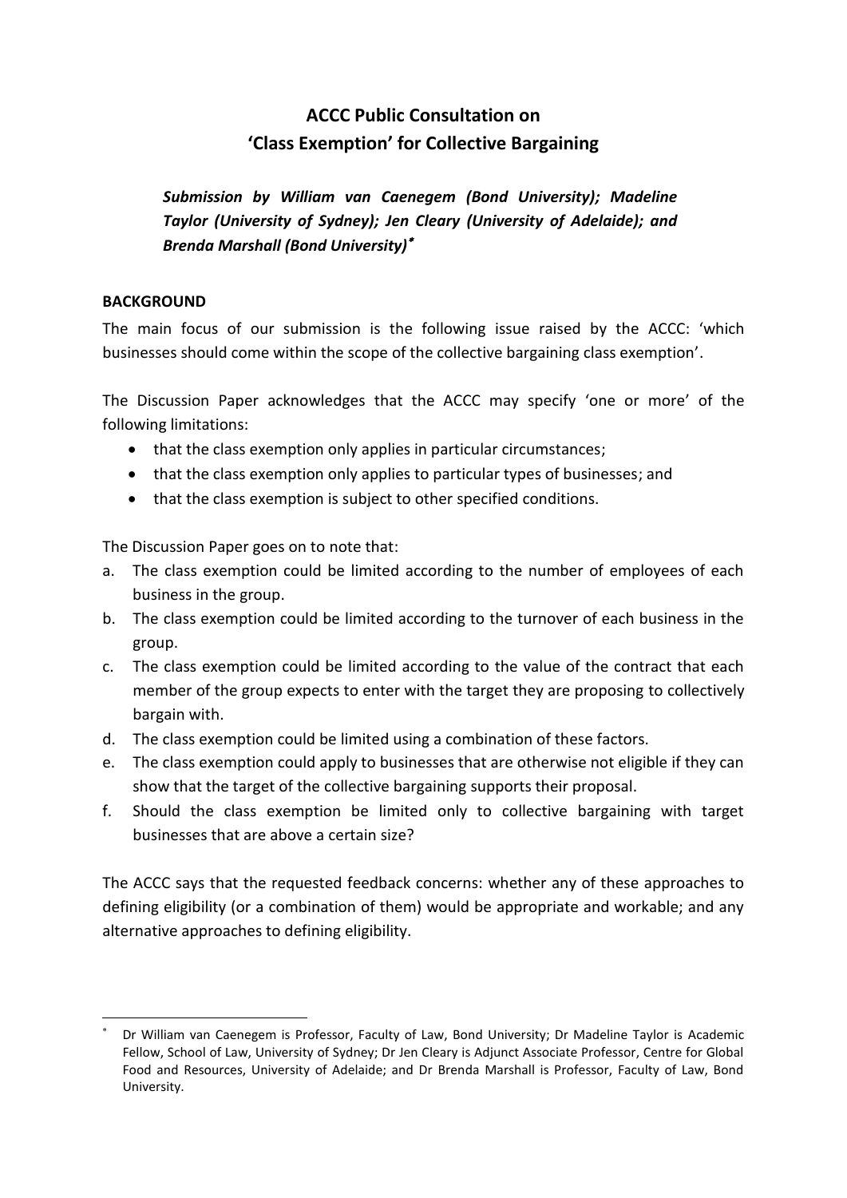# ACCC Public Consultation on 'Class Exemption' for Collective Bargaining

***Submission by William van Caenegem (Bond University); Madeline Taylor (University of Sydney); Jen Cleary (University of Adelaide); and Brenda Marshall (Bond University)*** [*]

## BACKGROUND

The main focus of our submission is the following issue raised by the ACCC: 'which businesses should come within the scope of the collective bargaining class exemption'.

The Discussion Paper acknowledges that the ACCC may specify 'one or more' of the following limitations:

- that the class exemption only applies in particular circumstances;
- that the class exemption only applies to particular types of businesses; and
- that the class exemption is subject to other specified conditions.

The Discussion Paper goes on to note that:

a. The class exemption could be limited according to the number of employees of each business in the group.
b. The class exemption could be limited according to the turnover of each business in the group.
c. The class exemption could be limited according to the value of the contract that each member of the group expects to enter with the target they are proposing to collectively bargain with.
d. The class exemption could be limited using a combination of these factors.
e. The class exemption could apply to businesses that are otherwise not eligible if they can show that the target of the collective bargaining supports their proposal.
f. Should the class exemption be limited only to collective bargaining with target businesses that are above a certain size?

The ACCC says that the requested feedback concerns: whether any of these approaches to defining eligibility (or a combination of them) would be appropriate and workable; and any alternative approaches to defining eligibility.

---

[*] Dr William van Caenegem is Professor, Faculty of Law, Bond University; Dr Madeline Taylor is Academic Fellow, School of Law, University of Sydney; Dr Jen Cleary is Adjunct Associate Professor, Centre for Global Food and Resources, University of Adelaide; and Dr Brenda Marshall is Professor, Faculty of Law, Bond University.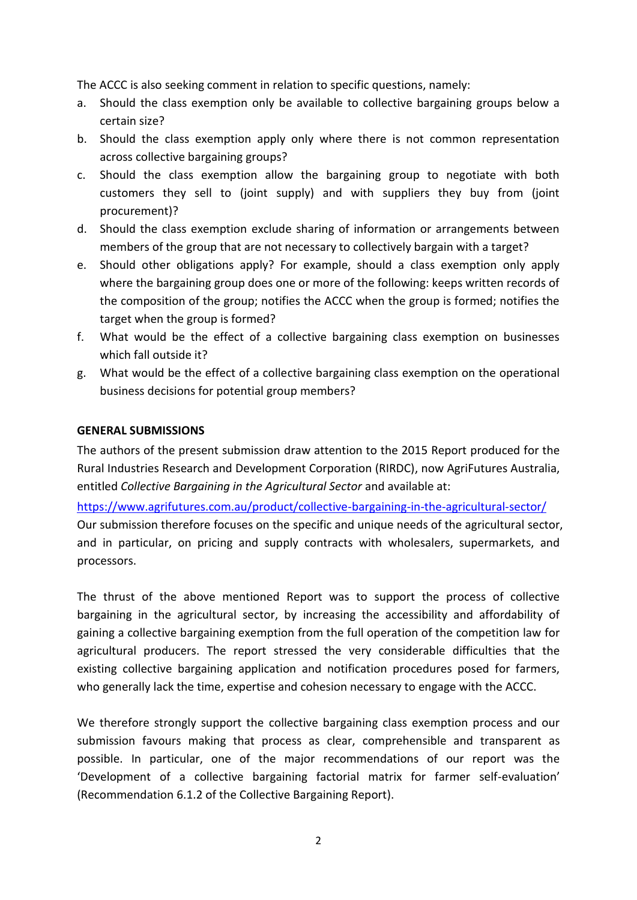The ACCC is also seeking comment in relation to specific questions, namely:

a. Should the class exemption only be available to collective bargaining groups below a certain size?
b. Should the class exemption apply only where there is not common representation across collective bargaining groups?
c. Should the class exemption allow the bargaining group to negotiate with both customers they sell to (joint supply) and with suppliers they buy from (joint procurement)?
d. Should the class exemption exclude sharing of information or arrangements between members of the group that are not necessary to collectively bargain with a target?
e. Should other obligations apply? For example, should a class exemption only apply where the bargaining group does one or more of the following: keeps written records of the composition of the group; notifies the ACCC when the group is formed; notifies the target when the group is formed?
f. What would be the effect of a collective bargaining class exemption on businesses which fall outside it?
g. What would be the effect of a collective bargaining class exemption on the operational business decisions for potential group members?

**GENERAL SUBMISSIONS**

The authors of the present submission draw attention to the 2015 Report produced for the Rural Industries Research and Development Corporation (RIRDC), now AgriFutures Australia, entitled *Collective Bargaining in the Agricultural Sector* and available at:

https://www.agrifutures.com.au/product/collective-bargaining-in-the-agricultural-sector/

Our submission therefore focuses on the specific and unique needs of the agricultural sector, and in particular, on pricing and supply contracts with wholesalers, supermarkets, and processors.

The thrust of the above mentioned Report was to support the process of collective bargaining in the agricultural sector, by increasing the accessibility and affordability of gaining a collective bargaining exemption from the full operation of the competition law for agricultural producers. The report stressed the very considerable difficulties that the existing collective bargaining application and notification procedures posed for farmers, who generally lack the time, expertise and cohesion necessary to engage with the ACCC.

We therefore strongly support the collective bargaining class exemption process and our submission favours making that process as clear, comprehensible and transparent as possible. In particular, one of the major recommendations of our report was the 'Development of a collective bargaining factorial matrix for farmer self-evaluation' (Recommendation 6.1.2 of the Collective Bargaining Report).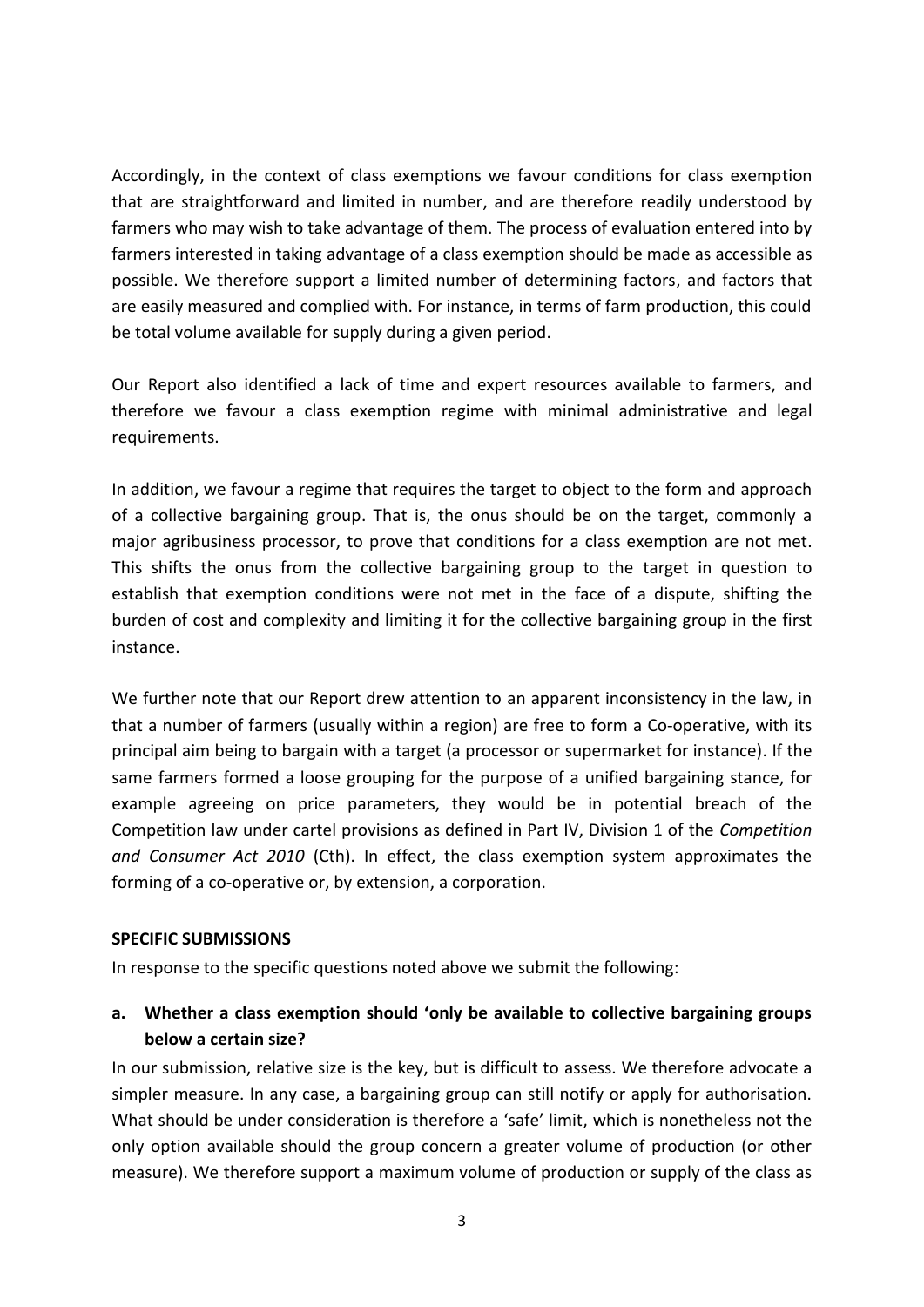Accordingly, in the context of class exemptions we favour conditions for class exemption that are straightforward and limited in number, and are therefore readily understood by farmers who may wish to take advantage of them. The process of evaluation entered into by farmers interested in taking advantage of a class exemption should be made as accessible as possible. We therefore support a limited number of determining factors, and factors that are easily measured and complied with. For instance, in terms of farm production, this could be total volume available for supply during a given period.

Our Report also identified a lack of time and expert resources available to farmers, and therefore we favour a class exemption regime with minimal administrative and legal requirements.

In addition, we favour a regime that requires the target to object to the form and approach of a collective bargaining group. That is, the onus should be on the target, commonly a major agribusiness processor, to prove that conditions for a class exemption are not met. This shifts the onus from the collective bargaining group to the target in question to establish that exemption conditions were not met in the face of a dispute, shifting the burden of cost and complexity and limiting it for the collective bargaining group in the first instance.

We further note that our Report drew attention to an apparent inconsistency in the law, in that a number of farmers (usually within a region) are free to form a Co-operative, with its principal aim being to bargain with a target (a processor or supermarket for instance). If the same farmers formed a loose grouping for the purpose of a unified bargaining stance, for example agreeing on price parameters, they would be in potential breach of the Competition law under cartel provisions as defined in Part IV, Division 1 of the *Competition and Consumer Act 2010* (Cth). In effect, the class exemption system approximates the forming of a co-operative or, by extension, a corporation.

**SPECIFIC SUBMISSIONS**

In response to the specific questions noted above we submit the following:

**a. Whether a class exemption should 'only be available to collective bargaining groups below a certain size?**

In our submission, relative size is the key, but is difficult to assess. We therefore advocate a simpler measure. In any case, a bargaining group can still notify or apply for authorisation. What should be under consideration is therefore a 'safe' limit, which is nonetheless not the only option available should the group concern a greater volume of production (or other measure). We therefore support a maximum volume of production or supply of the class as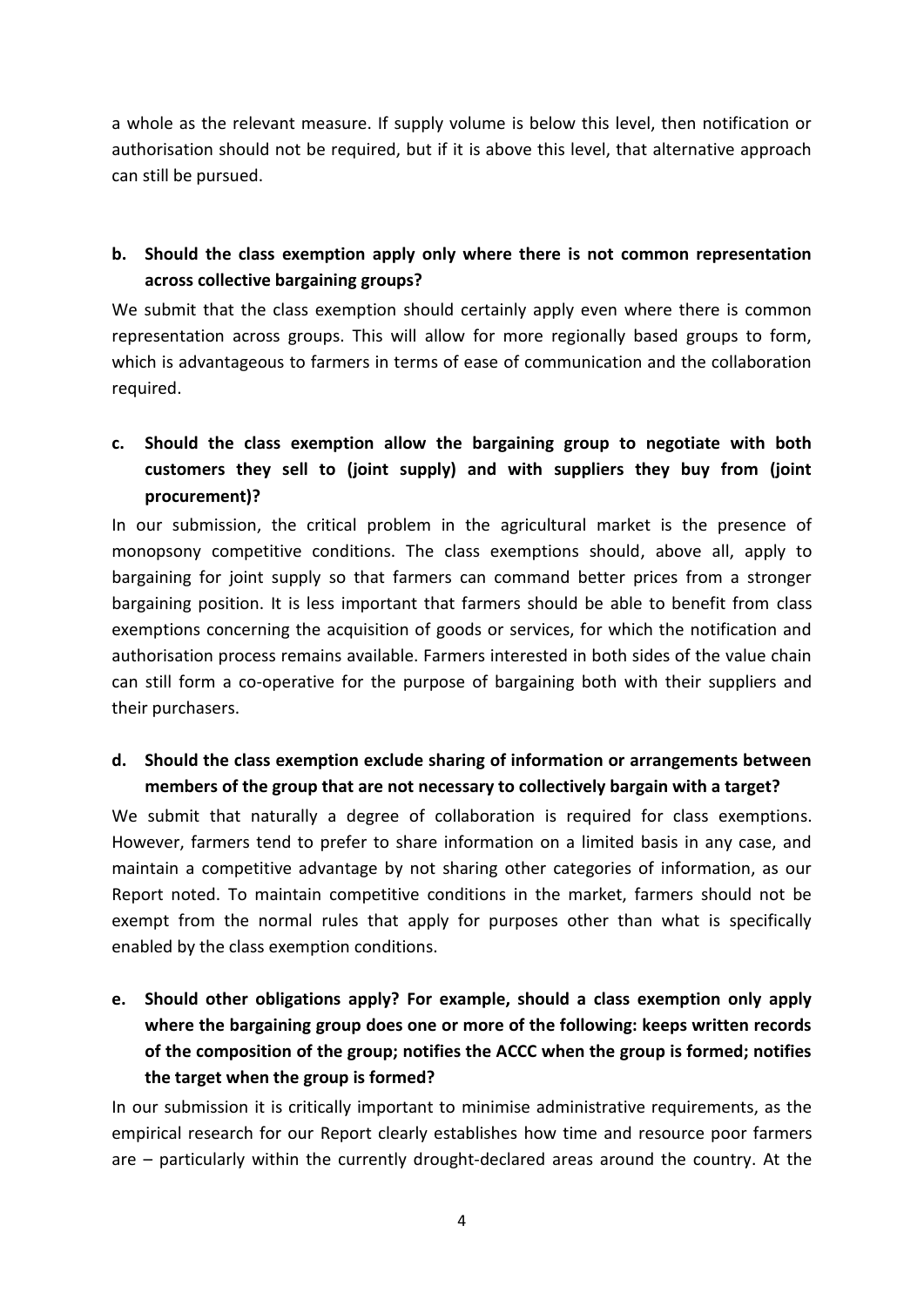a whole as the relevant measure. If supply volume is below this level, then notification or authorisation should not be required, but if it is above this level, that alternative approach can still be pursued.

**b. Should the class exemption apply only where there is not common representation across collective bargaining groups?**

We submit that the class exemption should certainly apply even where there is common representation across groups. This will allow for more regionally based groups to form, which is advantageous to farmers in terms of ease of communication and the collaboration required.

**c. Should the class exemption allow the bargaining group to negotiate with both customers they sell to (joint supply) and with suppliers they buy from (joint procurement)?**

In our submission, the critical problem in the agricultural market is the presence of monopsony competitive conditions. The class exemptions should, above all, apply to bargaining for joint supply so that farmers can command better prices from a stronger bargaining position. It is less important that farmers should be able to benefit from class exemptions concerning the acquisition of goods or services, for which the notification and authorisation process remains available. Farmers interested in both sides of the value chain can still form a co-operative for the purpose of bargaining both with their suppliers and their purchasers.

**d. Should the class exemption exclude sharing of information or arrangements between members of the group that are not necessary to collectively bargain with a target?**

We submit that naturally a degree of collaboration is required for class exemptions. However, farmers tend to prefer to share information on a limited basis in any case, and maintain a competitive advantage by not sharing other categories of information, as our Report noted. To maintain competitive conditions in the market, farmers should not be exempt from the normal rules that apply for purposes other than what is specifically enabled by the class exemption conditions.

**e. Should other obligations apply? For example, should a class exemption only apply where the bargaining group does one or more of the following: keeps written records of the composition of the group; notifies the ACCC when the group is formed; notifies the target when the group is formed?**

In our submission it is critically important to minimise administrative requirements, as the empirical research for our Report clearly establishes how time and resource poor farmers are – particularly within the currently drought-declared areas around the country. At the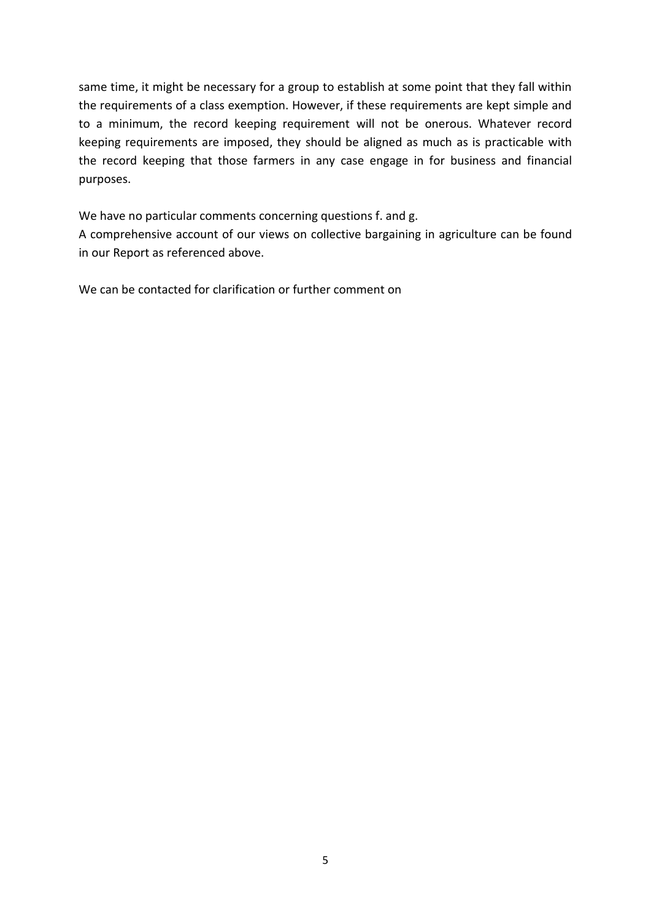same time, it might be necessary for a group to establish at some point that they fall within the requirements of a class exemption. However, if these requirements are kept simple and to a minimum, the record keeping requirement will not be onerous. Whatever record keeping requirements are imposed, they should be aligned as much as is practicable with the record keeping that those farmers in any case engage in for business and financial purposes.

We have no particular comments concerning questions f. and g.
A comprehensive account of our views on collective bargaining in agriculture can be found in our Report as referenced above.

We can be contacted for clarification or further comment on